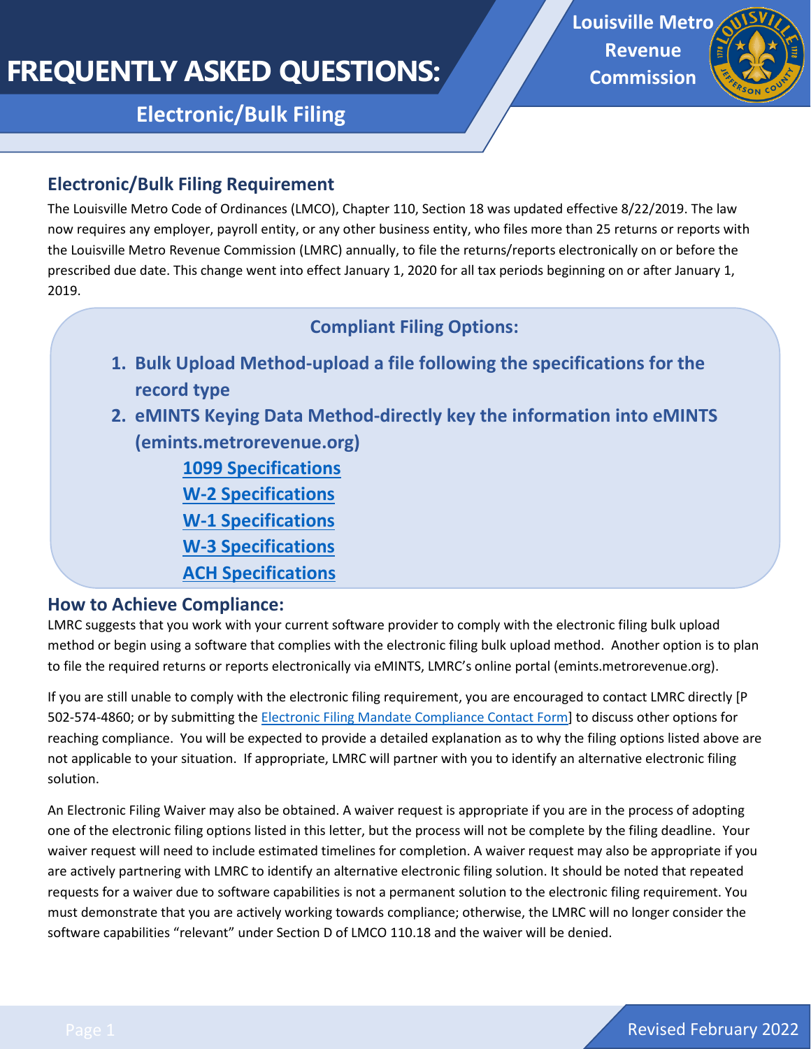# FREQUENTLY ASKED QUESTIONS:

## Electronic/Bulk Filing

Louisville Metro Revenue Commission

### Electronic/Bulk Filing Requirement

The Louisville Metro Code of Ordinances (LMCO), Chapter 110, Section 18 was updated effective 8/22/2019. The law now requires any employer, payroll entity, or any other business entity, who files more than 25 returns or reports with the Louisville Metro Revenue Commission (LMRC) annually, to file the returns/reports electronically on or before the prescribed due date. This change went into effect January 1, 2020 for all tax periods beginning on or after January 1, 2019.

**Compliant Filing Options:**

1. **Bulk Upload Method-upload a file following the specifications for the record type**
2. **eMINTS Keying Data Method-directly key the information into eMINTS (emints.metrorevenue.org)**

   - 1099 Specifications
   - W-2 Specifications
   - W-1 Specifications
   - W-3 Specifications
   - ACH Specifications

### How to Achieve Compliance:

LMRC suggests that you work with your current software provider to comply with the electronic filing bulk upload method or begin using a software that complies with the electronic filing bulk upload method. Another option is to plan to file the required returns or reports electronically via eMINTS, LMRC's online portal (emints.metrorevenue.org).

If you are still unable to comply with the electronic filing requirement, you are encouraged to contact LMRC directly [P 502-574-4860; or by submitting the Electronic Filing Mandate Compliance Contact Form] to discuss other options for reaching compliance. You will be expected to provide a detailed explanation as to why the filing options listed above are not applicable to your situation. If appropriate, LMRC will partner with you to identify an alternative electronic filing solution.

An Electronic Filing Waiver may also be obtained. A waiver request is appropriate if you are in the process of adopting one of the electronic filing options listed in this letter, but the process will not be complete by the filing deadline. Your waiver request will need to include estimated timelines for completion. A waiver request may also be appropriate if you are actively partnering with LMRC to identify an alternative electronic filing solution. It should be noted that repeated requests for a waiver due to software capabilities is not a permanent solution to the electronic filing requirement. You must demonstrate that you are actively working towards compliance; otherwise, the LMRC will no longer consider the software capabilities "relevant" under Section D of LMCO 110.18 and the waiver will be denied.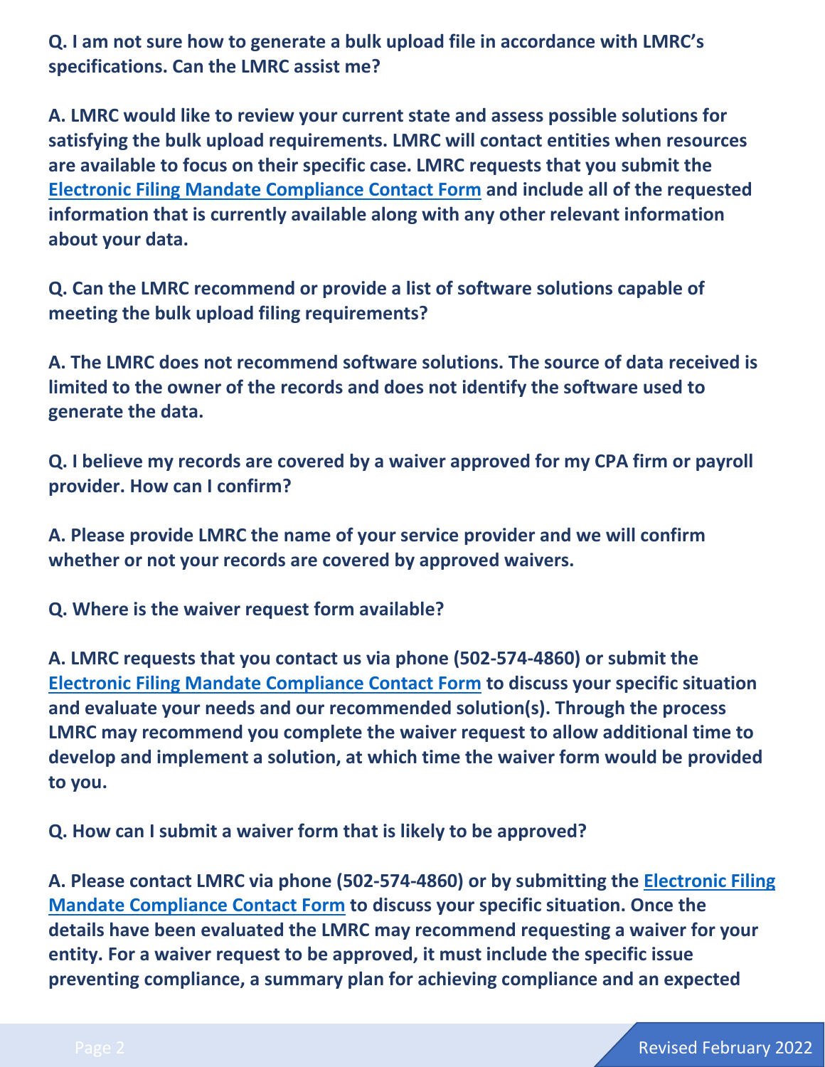**Q. I am not sure how to generate a bulk upload file in accordance with LMRC's specifications. Can the LMRC assist me?**

**A. LMRC would like to review your current state and assess possible solutions for satisfying the bulk upload requirements. LMRC will contact entities when resources are available to focus on their specific case. LMRC requests that you submit the Electronic Filing Mandate Compliance Contact Form and include all of the requested information that is currently available along with any other relevant information about your data.**

**Q. Can the LMRC recommend or provide a list of software solutions capable of meeting the bulk upload filing requirements?**

**A. The LMRC does not recommend software solutions. The source of data received is limited to the owner of the records and does not identify the software used to generate the data.**

**Q. I believe my records are covered by a waiver approved for my CPA firm or payroll provider. How can I confirm?**

**A. Please provide LMRC the name of your service provider and we will confirm whether or not your records are covered by approved waivers.**

**Q. Where is the waiver request form available?**

**A. LMRC requests that you contact us via phone (502-574-4860) or submit the Electronic Filing Mandate Compliance Contact Form to discuss your specific situation and evaluate your needs and our recommended solution(s). Through the process LMRC may recommend you complete the waiver request to allow additional time to develop and implement a solution, at which time the waiver form would be provided to you.**

**Q. How can I submit a waiver form that is likely to be approved?**

**A. Please contact LMRC via phone (502-574-4860) or by submitting the Electronic Filing Mandate Compliance Contact Form to discuss your specific situation. Once the details have been evaluated the LMRC may recommend requesting a waiver for your entity. For a waiver request to be approved, it must include the specific issue preventing compliance, a summary plan for achieving compliance and an expected**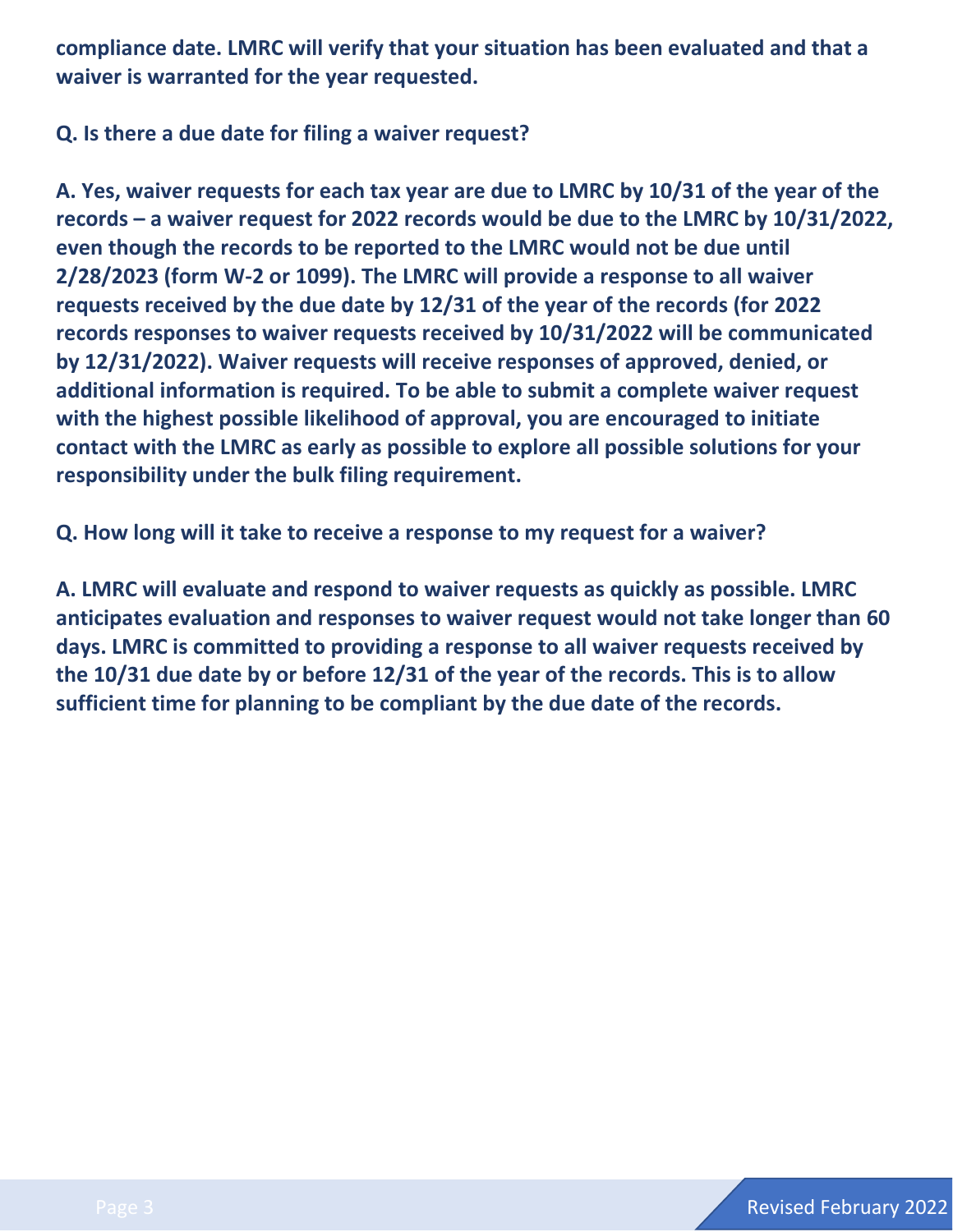**compliance date. LMRC will verify that your situation has been evaluated and that a waiver is warranted for the year requested.**

**Q. Is there a due date for filing a waiver request?**

**A. Yes, waiver requests for each tax year are due to LMRC by 10/31 of the year of the records – a waiver request for 2022 records would be due to the LMRC by 10/31/2022, even though the records to be reported to the LMRC would not be due until 2/28/2023 (form W-2 or 1099). The LMRC will provide a response to all waiver requests received by the due date by 12/31 of the year of the records (for 2022 records responses to waiver requests received by 10/31/2022 will be communicated by 12/31/2022). Waiver requests will receive responses of approved, denied, or additional information is required. To be able to submit a complete waiver request with the highest possible likelihood of approval, you are encouraged to initiate contact with the LMRC as early as possible to explore all possible solutions for your responsibility under the bulk filing requirement.**

**Q. How long will it take to receive a response to my request for a waiver?**

**A. LMRC will evaluate and respond to waiver requests as quickly as possible. LMRC anticipates evaluation and responses to waiver request would not take longer than 60 days. LMRC is committed to providing a response to all waiver requests received by the 10/31 due date by or before 12/31 of the year of the records. This is to allow sufficient time for planning to be compliant by the due date of the records.**